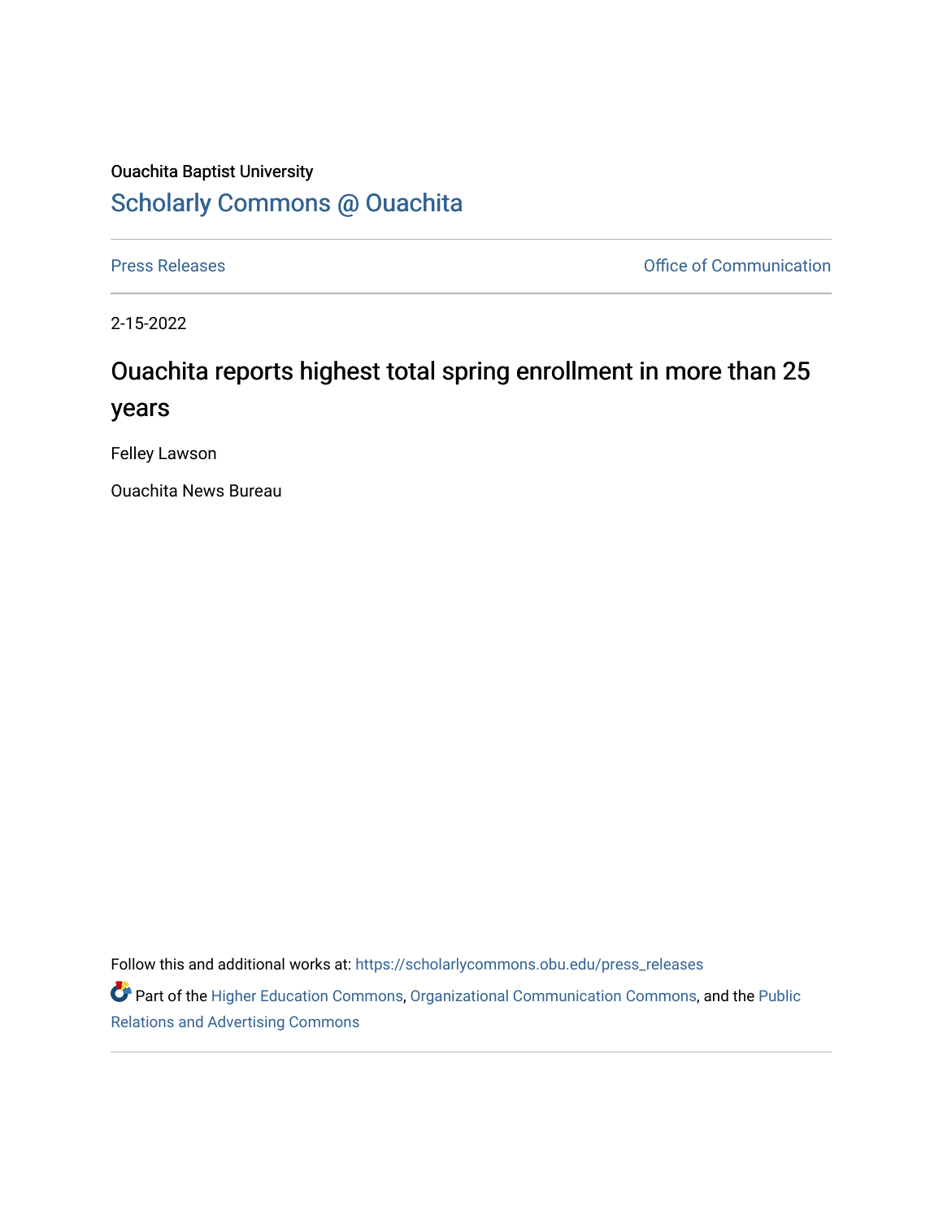Ouachita Baptist University

Scholarly Commons @ Ouachita

Press Releases | Office of Communication

2-15-2022

# Ouachita reports highest total spring enrollment in more than 25 years

Felley Lawson

Ouachita News Bureau

Follow this and additional works at: https://scholarlycommons.obu.edu/press_releases

Part of the Higher Education Commons, Organizational Communication Commons, and the Public Relations and Advertising Commons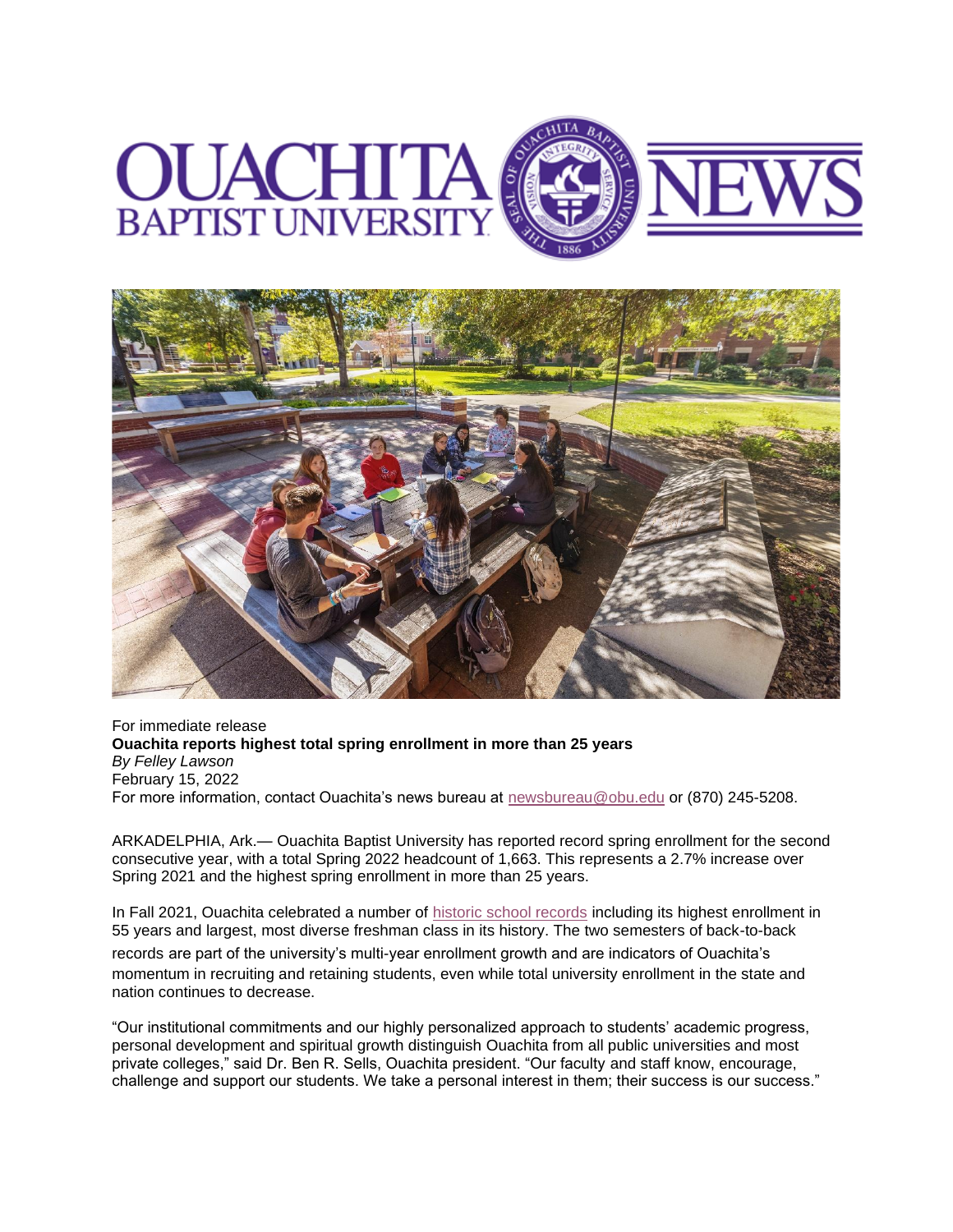For immediate release

**Ouachita reports highest total spring enrollment in more than 25 years**

*By Felley Lawson*

February 15, 2022

For more information, contact Ouachita's news bureau at [newsbureau@obu.edu](mailto:newsbureau@obu.edu) or (870) 245-5208.

ARKADELPHIA, Ark.— Ouachita Baptist University has reported record spring enrollment for the second consecutive year, with a total Spring 2022 headcount of 1,663. This represents a 2.7% increase over Spring 2021 and the highest spring enrollment in more than 25 years.

In Fall 2021, Ouachita celebrated a number of [historic school records](historic school records) including its highest enrollment in 55 years and largest, most diverse freshman class in its history. The two semesters of back-to-back records are part of the university's multi-year enrollment growth and are indicators of Ouachita's momentum in recruiting and retaining students, even while total university enrollment in the state and nation continues to decrease.

"Our institutional commitments and our highly personalized approach to students' academic progress, personal development and spiritual growth distinguish Ouachita from all public universities and most private colleges," said Dr. Ben R. Sells, Ouachita president. "Our faculty and staff know, encourage, challenge and support our students. We take a personal interest in them; their success is our success."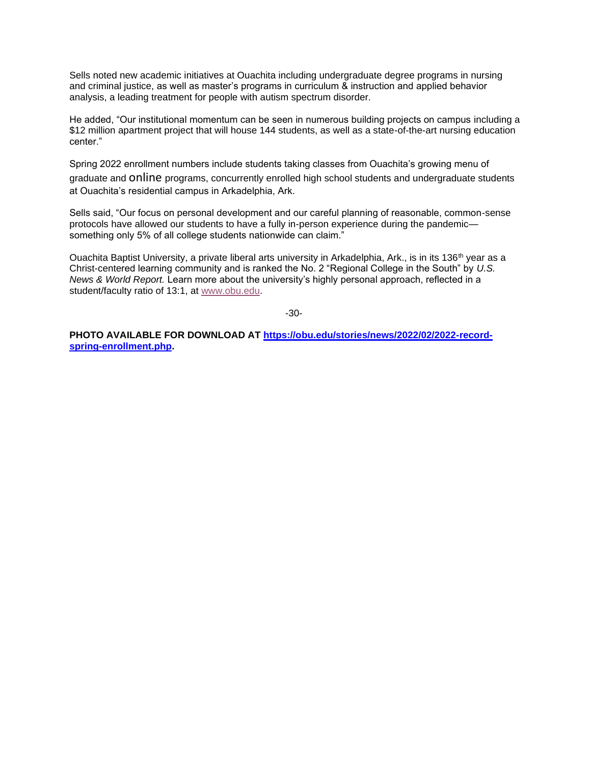Sells noted new academic initiatives at Ouachita including undergraduate degree programs in nursing and criminal justice, as well as master's programs in curriculum & instruction and applied behavior analysis, a leading treatment for people with autism spectrum disorder.

He added, "Our institutional momentum can be seen in numerous building projects on campus including a $12 million apartment project that will house 144 students, as well as a state-of-the-art nursing education center."

Spring 2022 enrollment numbers include students taking classes from Ouachita's growing menu of graduate and online programs, concurrently enrolled high school students and undergraduate students at Ouachita's residential campus in Arkadelphia, Ark.

Sells said, "Our focus on personal development and our careful planning of reasonable, common-sense protocols have allowed our students to have a fully in-person experience during the pandemic—something only 5% of all college students nationwide can claim."

Ouachita Baptist University, a private liberal arts university in Arkadelphia, Ark., is in its 136th year as a Christ-centered learning community and is ranked the No. 2 "Regional College in the South" by *U.S. News & World Report.* Learn more about the university's highly personal approach, reflected in a student/faculty ratio of 13:1, at www.obu.edu.

-30-

**PHOTO AVAILABLE FOR DOWNLOAD AT https://obu.edu/stories/news/2022/02/2022-record-spring-enrollment.php.**